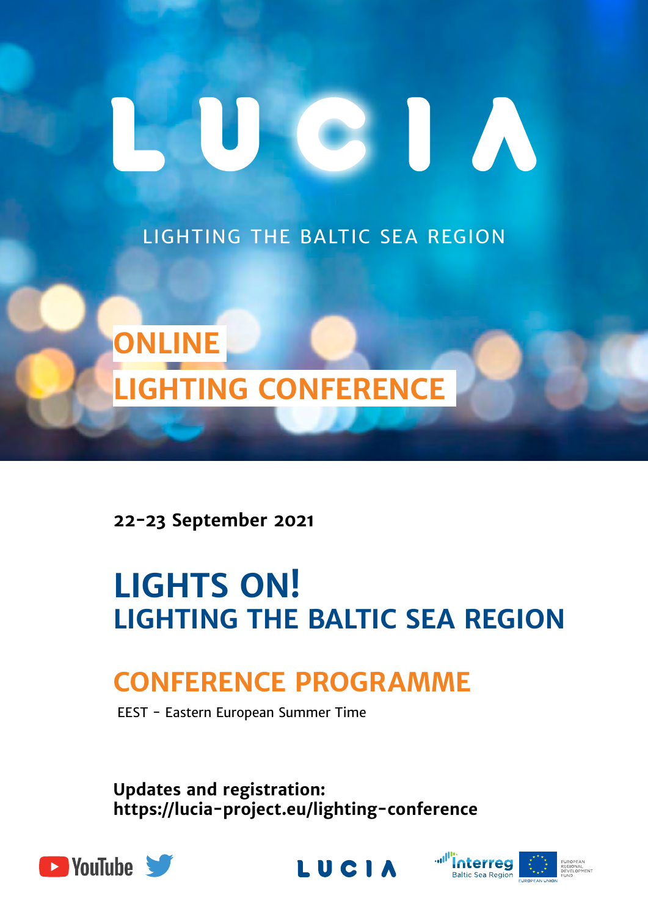# LUCIA

LIGHTING THE BALTIC SEA REGION

## ONLINE LIGHTING CONFERENCE

**22-23 September 2021**

# LIGHTS ON!
## LIGHTING THE BALTIC SEA REGION

## CONFERENCE PROGRAMME

EEST - Eastern European Summer Time

**Updates and registration:**
**https://lucia-project.eu/lighting-conference**

YouTube

LUCIA

Interreg Baltic Sea Region

EUROPEAN UNION

EUROPEAN REGIONAL DEVELOPMENT FUND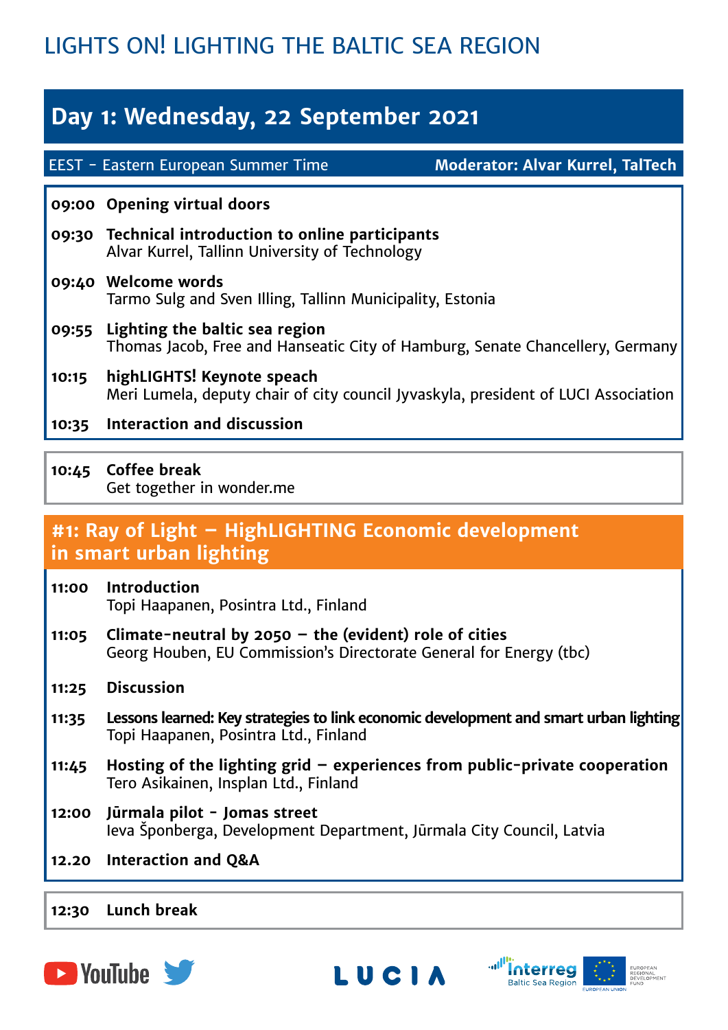# LIGHTS ON! LIGHTING THE BALTIC SEA REGION

## Day 1: Wednesday, 22 September 2021

EEST - Eastern European Summer Time | **Moderator: Alvar Kurrel, TalTech**

**09:00** **Opening virtual doors**

**09:30** **Technical introduction to online participants**
Alvar Kurrel, Tallinn University of Technology

**09:40** **Welcome words**
Tarmo Sulg and Sven Illing, Tallinn Municipality, Estonia

**09:55** **Lighting the baltic sea region**
Thomas Jacob, Free and Hanseatic City of Hamburg, Senate Chancellery, Germany

**10:15** **highLIGHTS! Keynote speach**
Meri Lumela, deputy chair of city council Jyvaskyla, president of LUCI Association

**10:35** **Interaction and discussion**

**10:45** **Coffee break**
Get together in wonder.me

## #1: Ray of Light – HighLIGHTING Economic development in smart urban lighting

**11:00** **Introduction**
Topi Haapanen, Posintra Ltd., Finland

**11:05** **Climate-neutral by 2050 – the (evident) role of cities**
Georg Houben, EU Commission's Directorate General for Energy (tbc)

**11:25** **Discussion**

**11:35** **Lessons learned: Key strategies to link economic development and smart urban lighting**
Topi Haapanen, Posintra Ltd., Finland

**11:45** **Hosting of the lighting grid – experiences from public-private cooperation**
Tero Asikainen, Insplan Ltd., Finland

**12:00** **Jūrmala pilot - Jomas street**
Ieva Šponberga, Development Department, Jūrmala City Council, Latvia

**12.20** **Interaction and Q&A**

**12:30** **Lunch break**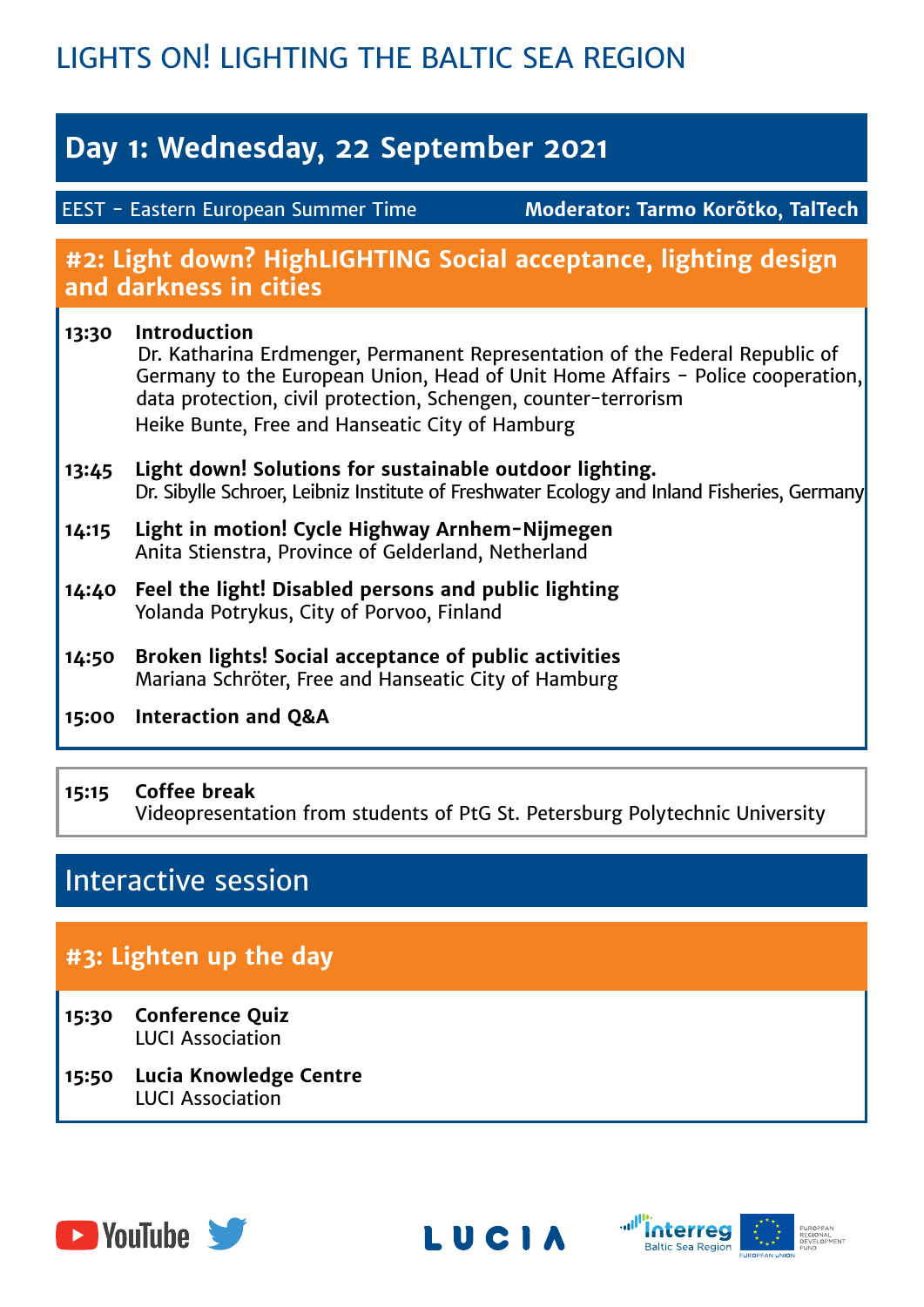# LIGHTS ON! LIGHTING THE BALTIC SEA REGION

## Day 1: Wednesday, 22 September 2021

EEST - Eastern European Summer Time | **Moderator: Tarmo Korõtko, TalTech**

### #2: Light down? HighLIGHTING Social acceptance, lighting design and darkness in cities

**13:30** **Introduction**
Dr. Katharina Erdmenger, Permanent Representation of the Federal Republic of Germany to the European Union, Head of Unit Home Affairs - Police cooperation, data protection, civil protection, Schengen, counter-terrorism
Heike Bunte, Free and Hanseatic City of Hamburg

**13:45** **Light down! Solutions for sustainable outdoor lighting.**
Dr. Sibylle Schroer, Leibniz Institute of Freshwater Ecology and Inland Fisheries, Germany

**14:15** **Light in motion! Cycle Highway Arnhem-Nijmegen**
Anita Stienstra, Province of Gelderland, Netherland

**14:40** **Feel the light! Disabled persons and public lighting**
Yolanda Potrykus, City of Porvoo, Finland

**14:50** **Broken lights! Social acceptance of public activities**
Mariana Schröter, Free and Hanseatic City of Hamburg

**15:00** **Interaction and Q&A**

**15:15** **Coffee break**
Videopresentation from students of PtG St. Petersburg Polytechnic University

## Interactive session

### #3: Lighten up the day

**15:30** **Conference Quiz**
LUCI Association

**15:50** **Lucia Knowledge Centre**
LUCI Association

YouTube LUCIA Interreg Baltic Sea Region EUROPEAN UNION EUROPEAN REGIONAL DEVELOPMENT FUND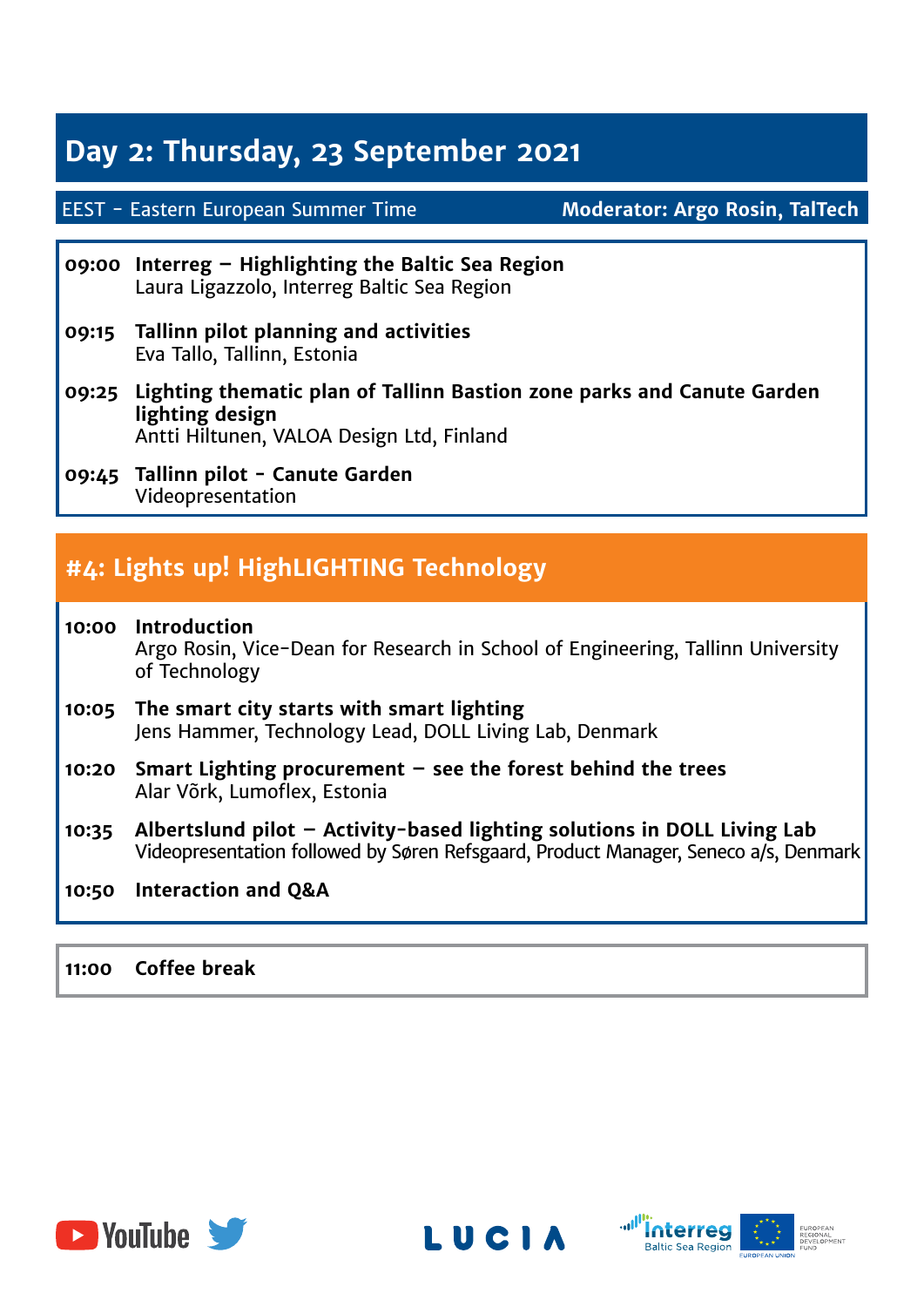# Day 2: Thursday, 23 September 2021

EEST - Eastern European Summer Time | **Moderator: Argo Rosin, TalTech**

**09:00** **Interreg – Highlighting the Baltic Sea Region**
Laura Ligazzolo, Interreg Baltic Sea Region

**09:15** **Tallinn pilot planning and activities**
Eva Tallo, Tallinn, Estonia

**09:25** **Lighting thematic plan of Tallinn Bastion zone parks and Canute Garden lighting design**
Antti Hiltunen, VALOA Design Ltd, Finland

**09:45** **Tallinn pilot - Canute Garden**
Videopresentation

## #4: Lights up! HighLIGHTING Technology

**10:00** **Introduction**
Argo Rosin, Vice-Dean for Research in School of Engineering, Tallinn University of Technology

**10:05** **The smart city starts with smart lighting**
Jens Hammer, Technology Lead, DOLL Living Lab, Denmark

**10:20** **Smart Lighting procurement – see the forest behind the trees**
Alar Võrk, Lumoflex, Estonia

**10:35** **Albertslund pilot – Activity-based lighting solutions in DOLL Living Lab**
Videopresentation followed by Søren Refsgaard, Product Manager, Seneco a/s, Denmark

**10:50** **Interaction and Q&A**

**11:00** **Coffee break**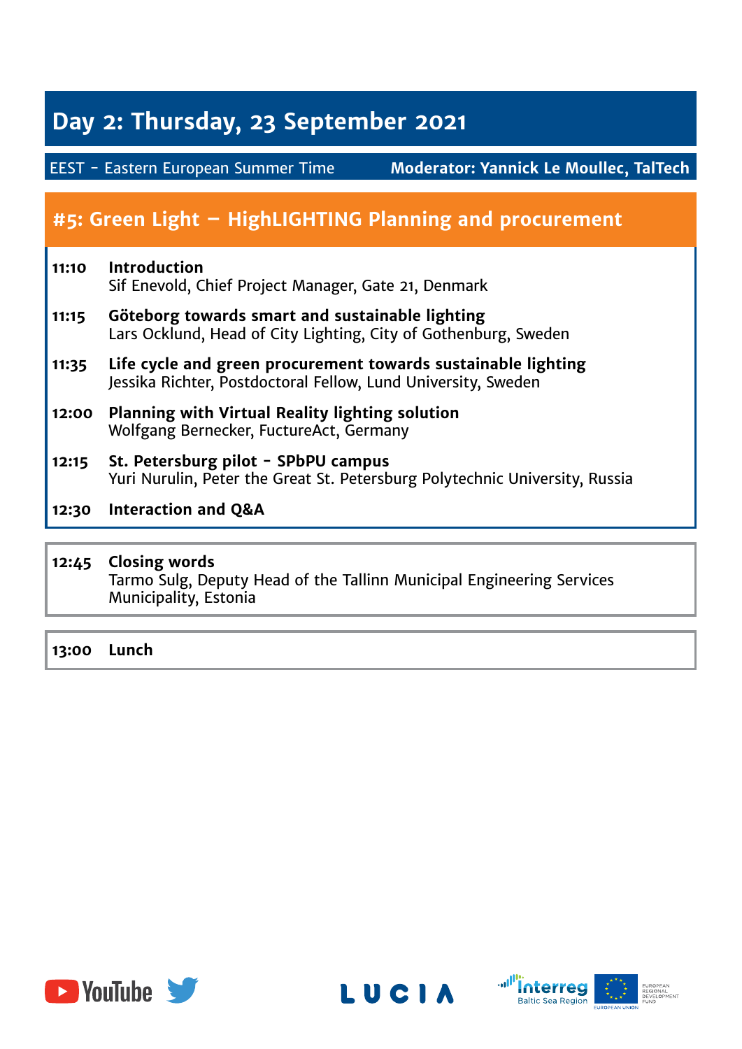## Day 2: Thursday, 23 September 2021

EEST - Eastern European Summer Time | **Moderator: Yannick Le Moullec, TalTech**

### #5: Green Light – HighLIGHTING Planning and procurement

**11:10** **Introduction**
Sif Enevold, Chief Project Manager, Gate 21, Denmark

**11:15** **Göteborg towards smart and sustainable lighting**
Lars Ocklund, Head of City Lighting, City of Gothenburg, Sweden

**11:35** **Life cycle and green procurement towards sustainable lighting**
Jessika Richter, Postdoctoral Fellow, Lund University, Sweden

**12:00** **Planning with Virtual Reality lighting solution**
Wolfgang Bernecker, FuctureAct, Germany

**12:15** **St. Petersburg pilot - SPbPU campus**
Yuri Nurulin, Peter the Great St. Petersburg Polytechnic University, Russia

**12:30** **Interaction and Q&A**

**12:45** **Closing words**
Tarmo Sulg, Deputy Head of the Tallinn Municipal Engineering Services Municipality, Estonia

**13:00** **Lunch**